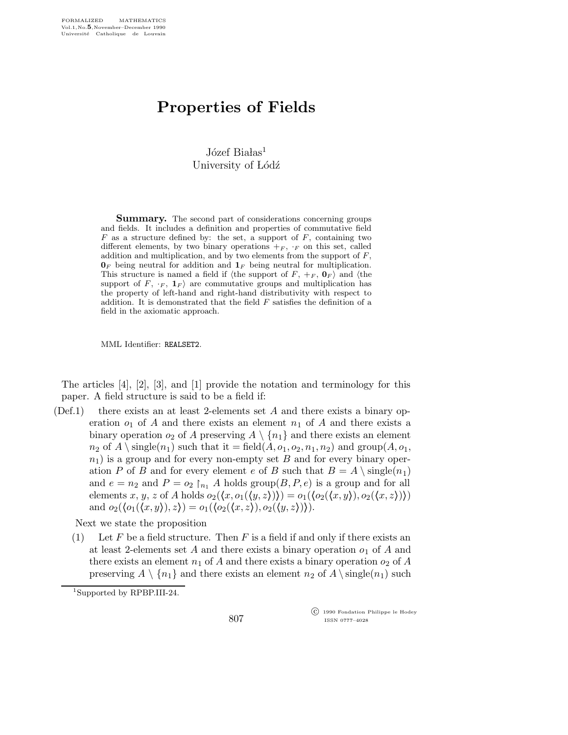# Properties of Fields

Józef Białas[1]
University of Łódź

**Summary.** The second part of considerations concerning groups and fields. It includes a definition and properties of commutative field $F$ as a structure defined by: the set, a support of $F$, containing two different elements, by two binary operations $+_F$, $\cdot_F$ on this set, called addition and multiplication, and by two elements from the support of $F$, $\mathbf{0}_F$ being neutral for addition and $\mathbf{1}_F$ being neutral for multiplication. This structure is named a field if $\langle$the support of $F$, $+_F$, $\mathbf{0}_F\rangle$ and $\langle$the support of $F$, $\cdot_F$, $\mathbf{1}_F\rangle$ are commutative groups and multiplication has the property of left-hand and right-hand distributivity with respect to addition. It is demonstrated that the field $F$ satisfies the definition of a field in the axiomatic approach.

MML Identifier: REALSET2.

The articles [4], [2], [3], and [1] provide the notation and terminology for this paper. A field structure is said to be a field if:

(Def.1) there exists an at least 2-elements set $A$ and there exists a binary operation $o_1$ of $A$ and there exists an element $n_1$ of $A$ and there exists a binary operation $o_2$ of $A$ preserving $A \setminus \{n_1\}$ and there exists an element $n_2$ of $A \setminus \mathrm{single}(n_1)$ such that it $= \mathrm{field}(A, o_1, o_2, n_1, n_2)$ and $\mathrm{group}(A, o_1, n_1)$ is a group and for every non-empty set $B$ and for every binary operation $P$ of $B$ and for every element $e$ of $B$ such that $B = A \setminus \mathrm{single}(n_1)$ and $e = n_2$ and $P = o_2 \restriction_{n_1} A$ holds $\mathrm{group}(B, P, e)$ is a group and for all elements $x$, $y$, $z$ of $A$ holds $o_2(\langle x, o_1(\langle y, z\rangle)\rangle) = o_1(\langle o_2(\langle x, y\rangle), o_2(\langle x, z\rangle)\rangle)$ and $o_2(\langle o_1(\langle x, y\rangle), z\rangle) = o_1(\langle o_2(\langle x, z\rangle), o_2(\langle y, z\rangle)\rangle)$.

Next we state the proposition

(1) Let $F$ be a field structure. Then $F$ is a field if and only if there exists an at least 2-elements set $A$ and there exists a binary operation $o_1$ of $A$ and there exists an element $n_1$ of $A$ and there exists a binary operation $o_2$ of $A$ preserving $A \setminus \{n_1\}$ and there exists an element $n_2$ of $A \setminus \mathrm{single}(n_1)$ such

[1] Supported by RPBP.III-24.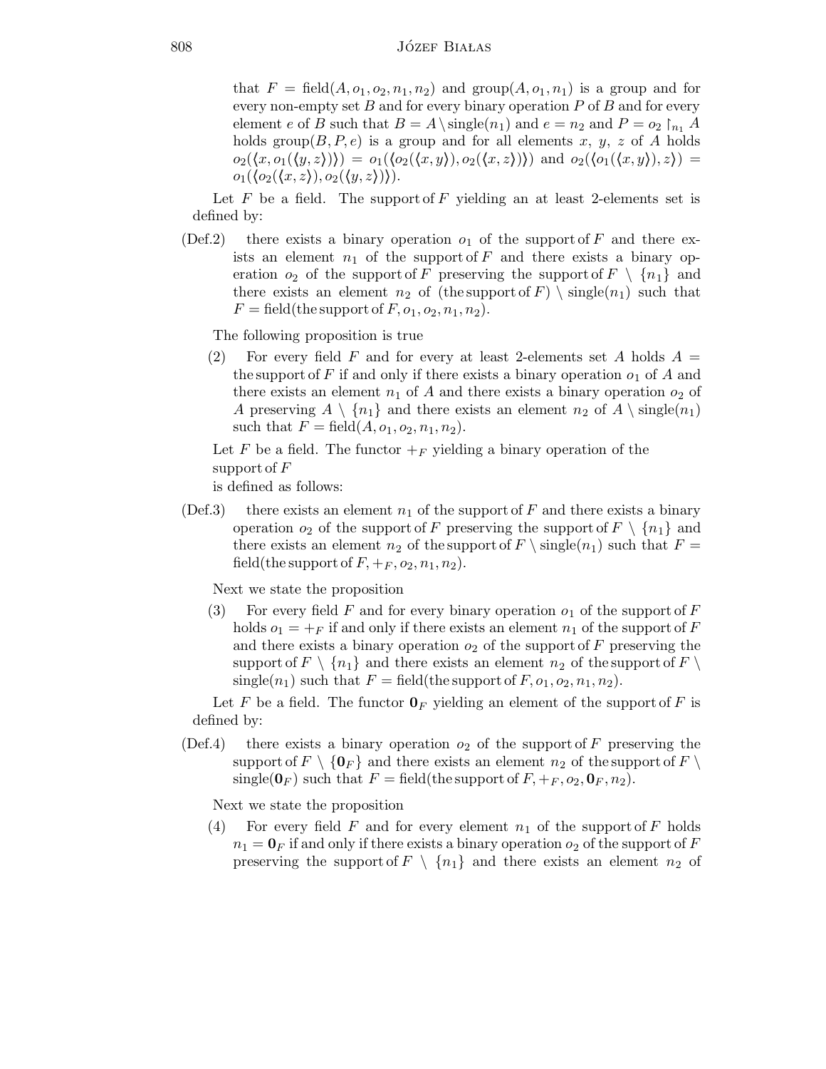that $F = \text{field}(A, o_1, o_2, n_1, n_2)$ and $\text{group}(A, o_1, n_1)$ is a group and for every non-empty set $B$ and for every binary operation $P$ of $B$ and for every element $e$ of $B$ such that $B = A \setminus \text{single}(n_1)$ and $e = n_2$ and $P = o_2 \restriction_{n_1} A$ holds $\text{group}(B, P, e)$ is a group and for all elements $x$, $y$, $z$ of $A$ holds $o_2(\langle x, o_1(\langle y, z\rangle)\rangle) = o_1(\langle o_2(\langle x, y\rangle), o_2(\langle x, z\rangle)\rangle)$ and $o_2(\langle o_1(\langle x, y\rangle), z\rangle) = o_1(\langle o_2(\langle x, z\rangle), o_2(\langle y, z\rangle)\rangle)$.

Let $F$ be a field. The support of $F$ yielding an at least 2-elements set is defined by:

(Def.2) there exists a binary operation $o_1$ of the support of $F$ and there exists an element $n_1$ of the support of $F$ and there exists a binary operation $o_2$ of the support of $F$ preserving the support of $F \setminus \{n_1\}$ and there exists an element $n_2$ of (the support of $F$) $\setminus$ single($n_1$) such that $F = \text{field}(\text{the support of } F, o_1, o_2, n_1, n_2)$.

The following proposition is true

(2) For every field $F$ and for every at least 2-elements set $A$ holds $A =$ the support of $F$ if and only if there exists a binary operation $o_1$ of $A$ and there exists an element $n_1$ of $A$ and there exists a binary operation $o_2$ of $A$ preserving $A \setminus \{n_1\}$ and there exists an element $n_2$ of $A \setminus \text{single}(n_1)$ such that $F = \text{field}(A, o_1, o_2, n_1, n_2)$.

Let $F$ be a field. The functor $+_F$ yielding a binary operation of the support of $F$ is defined as follows:

(Def.3) there exists an element $n_1$ of the support of $F$ and there exists a binary operation $o_2$ of the support of $F$ preserving the support of $F \setminus \{n_1\}$ and there exists an element $n_2$ of the support of $F \setminus \text{single}(n_1)$ such that $F = \text{field}(\text{the support of } F, +_F, o_2, n_1, n_2)$.

Next we state the proposition

(3) For every field $F$ and for every binary operation $o_1$ of the support of $F$ holds $o_1 = +_F$ if and only if there exists an element $n_1$ of the support of $F$ and there exists a binary operation $o_2$ of the support of $F$ preserving the support of $F \setminus \{n_1\}$ and there exists an element $n_2$ of the support of $F \setminus \text{single}(n_1)$ such that $F = \text{field}(\text{the support of } F, o_1, o_2, n_1, n_2)$.

Let $F$ be a field. The functor $\mathbf{0}_F$ yielding an element of the support of $F$ is defined by:

(Def.4) there exists a binary operation $o_2$ of the support of $F$ preserving the support of $F \setminus \{\mathbf{0}_F\}$ and there exists an element $n_2$ of the support of $F \setminus \text{single}(\mathbf{0}_F)$ such that $F = \text{field}(\text{the support of } F, +_F, o_2, \mathbf{0}_F, n_2)$.

Next we state the proposition

(4) For every field $F$ and for every element $n_1$ of the support of $F$ holds $n_1 = \mathbf{0}_F$ if and only if there exists a binary operation $o_2$ of the support of $F$ preserving the support of $F \setminus \{n_1\}$ and there exists an element $n_2$ of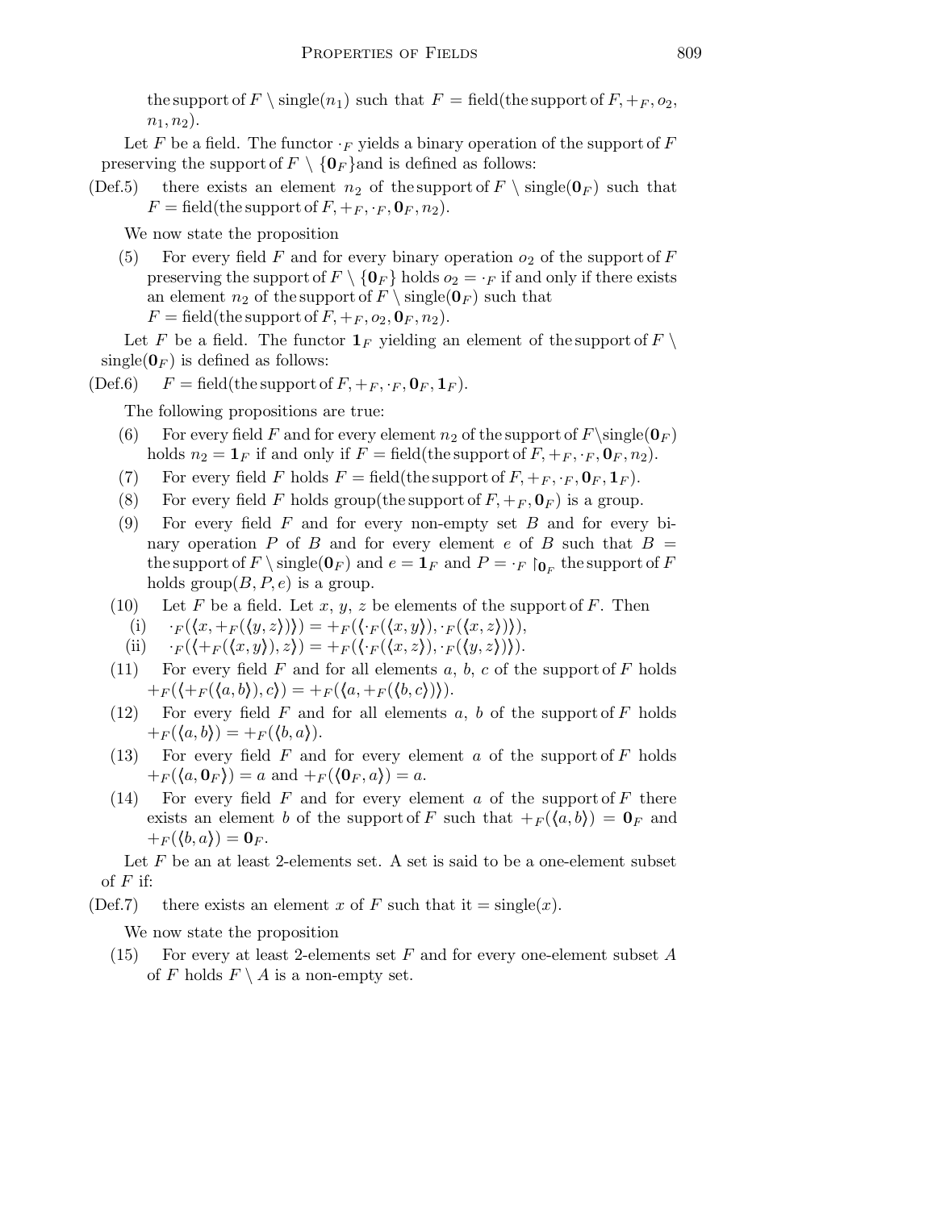the support of $F \setminus \text{single}(n_1)$ such that $F = \text{field}(\text{the support of } F, +_F, o_2, n_1, n_2)$.

Let $F$ be a field. The functor $\cdot_F$ yields a binary operation of the support of $F$ preserving the support of $F \setminus \{\mathbf{0}_F\}$and is defined as follows:

(Def.5) there exists an element $n_2$ of the support of $F \setminus \text{single}(\mathbf{0}_F)$ such that $F = \text{field}(\text{the support of } F, +_F, \cdot_F, \mathbf{0}_F, n_2)$.

We now state the proposition

(5) For every field $F$ and for every binary operation $o_2$ of the support of $F$ preserving the support of $F \setminus \{\mathbf{0}_F\}$ holds $o_2 = \cdot_F$ if and only if there exists an element $n_2$ of the support of $F \setminus \text{single}(\mathbf{0}_F)$ such that $F = \text{field}(\text{the support of } F, +_F, o_2, \mathbf{0}_F, n_2)$.

Let $F$ be a field. The functor $\mathbf{1}_F$ yielding an element of the support of $F \setminus \text{single}(\mathbf{0}_F)$ is defined as follows:

(Def.6) $F = \text{field}(\text{the support of } F, +_F, \cdot_F, \mathbf{0}_F, \mathbf{1}_F)$.

The following propositions are true:

(6) For every field $F$ and for every element $n_2$ of the support of $F \setminus \text{single}(\mathbf{0}_F)$ holds $n_2 = \mathbf{1}_F$ if and only if $F = \text{field}(\text{the support of } F, +_F, \cdot_F, \mathbf{0}_F, n_2)$.

(7) For every field $F$ holds $F = \text{field}(\text{the support of } F, +_F, \cdot_F, \mathbf{0}_F, \mathbf{1}_F)$.

(8) For every field $F$ holds $\text{group}(\text{the support of } F, +_F, \mathbf{0}_F)$ is a group.

(9) For every field $F$ and for every non-empty set $B$ and for every binary operation $P$ of $B$ and for every element $e$ of $B$ such that $B = \text{the support of } F \setminus \text{single}(\mathbf{0}_F)$ and $e = \mathbf{1}_F$ and $P = \cdot_F \restriction_{\mathbf{0}_F} \text{the support of } F$ holds $\text{group}(B, P, e)$ is a group.

(10) Let $F$ be a field. Let $x$, $y$, $z$ be elements of the support of $F$. Then

  (i) $\cdot_F(\langle x, +_F(\langle y, z\rangle)\rangle) = +_F(\langle \cdot_F(\langle x, y\rangle), \cdot_F(\langle x, z\rangle)\rangle)$,

  (ii) $\cdot_F(\langle +_F(\langle x, y\rangle), z\rangle) = +_F(\langle \cdot_F(\langle x, z\rangle), \cdot_F(\langle y, z\rangle)\rangle)$.

(11) For every field $F$ and for all elements $a$, $b$, $c$ of the support of $F$ holds $+_F(\langle +_F(\langle a, b\rangle), c\rangle) = +_F(\langle a, +_F(\langle b, c\rangle)\rangle)$.

(12) For every field $F$ and for all elements $a$, $b$ of the support of $F$ holds $+_F(\langle a, b\rangle) = +_F(\langle b, a\rangle)$.

(13) For every field $F$ and for every element $a$ of the support of $F$ holds $+_F(\langle a, \mathbf{0}_F\rangle) = a$ and $+_F(\langle \mathbf{0}_F, a\rangle) = a$.

(14) For every field $F$ and for every element $a$ of the support of $F$ there exists an element $b$ of the support of $F$ such that $+_F(\langle a, b\rangle) = \mathbf{0}_F$ and $+_F(\langle b, a\rangle) = \mathbf{0}_F$.

Let $F$ be an at least 2-elements set. A set is said to be a one-element subset of $F$ if:

(Def.7) there exists an element $x$ of $F$ such that it $= \text{single}(x)$.

We now state the proposition

(15) For every at least 2-elements set $F$ and for every one-element subset $A$ of $F$ holds $F \setminus A$ is a non-empty set.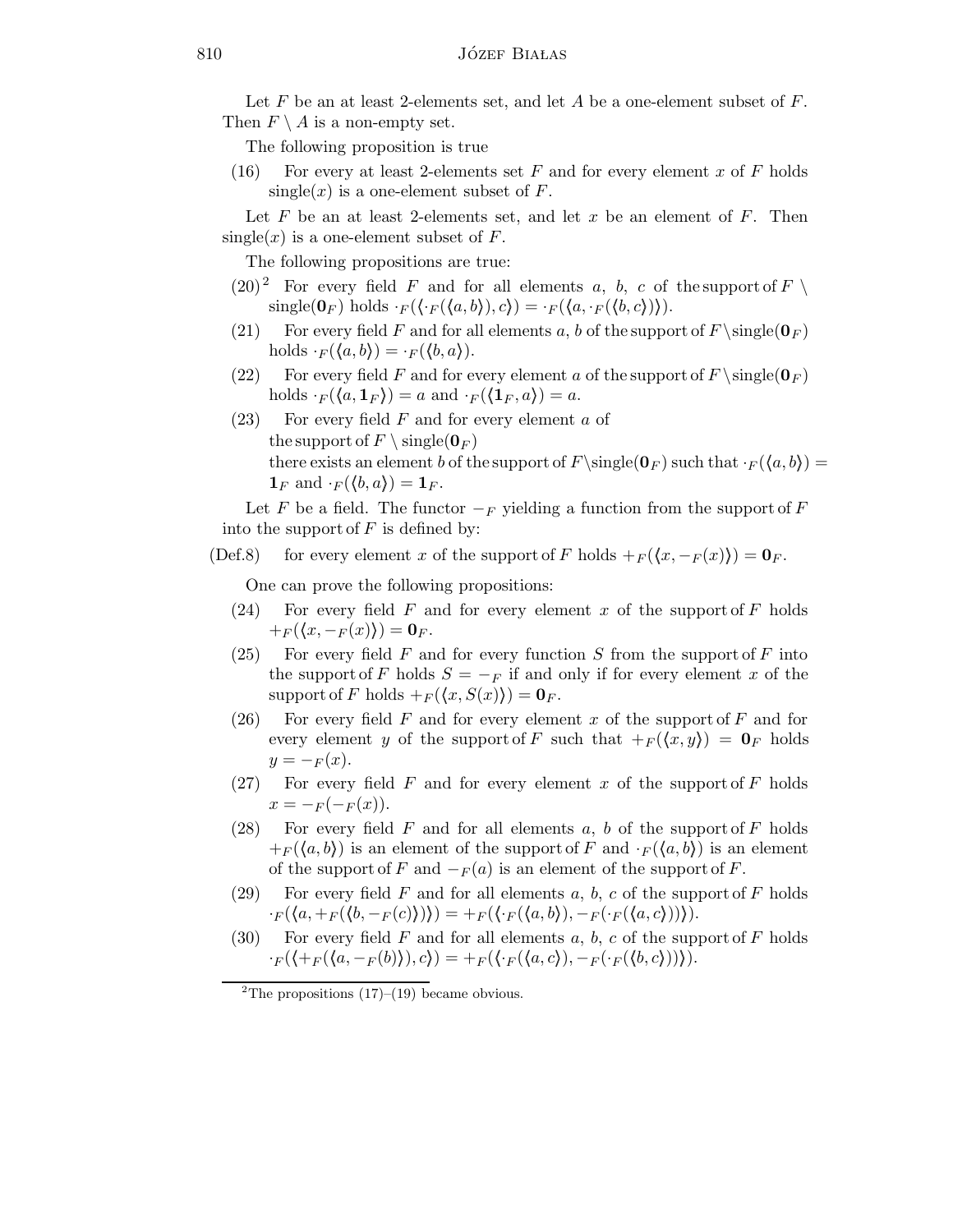Let $F$ be an at least 2-elements set, and let $A$ be a one-element subset of $F$. Then $F \setminus A$ is a non-empty set.

The following proposition is true

(16) For every at least 2-elements set $F$ and for every element $x$ of $F$ holds $\mathrm{single}(x)$ is a one-element subset of $F$.

Let $F$ be an at least 2-elements set, and let $x$ be an element of $F$. Then $\mathrm{single}(x)$ is a one-element subset of $F$.

The following propositions are true:

(20)[2] For every field $F$ and for all elements $a$, $b$, $c$ of the support of $F \setminus \mathrm{single}(\mathbf{0}_F)$ holds $\cdot_F(\langle \cdot_F(\langle a, b \rangle), c \rangle) = \cdot_F(\langle a, \cdot_F(\langle b, c \rangle) \rangle)$.

(21) For every field $F$ and for all elements $a$, $b$ of the support of $F \setminus \mathrm{single}(\mathbf{0}_F)$ holds $\cdot_F(\langle a, b \rangle) = \cdot_F(\langle b, a \rangle)$.

(22) For every field $F$ and for every element $a$ of the support of $F \setminus \mathrm{single}(\mathbf{0}_F)$ holds $\cdot_F(\langle a, \mathbf{1}_F \rangle) = a$ and $\cdot_F(\langle \mathbf{1}_F, a \rangle) = a$.

(23) For every field $F$ and for every element $a$ of the support of $F \setminus \mathrm{single}(\mathbf{0}_F)$ there exists an element $b$ of the support of $F \setminus \mathrm{single}(\mathbf{0}_F)$ such that $\cdot_F(\langle a, b \rangle) = \mathbf{1}_F$ and $\cdot_F(\langle b, a \rangle) = \mathbf{1}_F$.

Let $F$ be a field. The functor $-_F$ yielding a function from the support of $F$ into the support of $F$ is defined by:

(Def.8) for every element $x$ of the support of $F$ holds $+_F(\langle x, -_F(x) \rangle) = \mathbf{0}_F$.

One can prove the following propositions:

(24) For every field $F$ and for every element $x$ of the support of $F$ holds $+_F(\langle x, -_F(x) \rangle) = \mathbf{0}_F$.

(25) For every field $F$ and for every function $S$ from the support of $F$ into the support of $F$ holds $S = -_F$ if and only if for every element $x$ of the support of $F$ holds $+_F(\langle x, S(x) \rangle) = \mathbf{0}_F$.

(26) For every field $F$ and for every element $x$ of the support of $F$ and for every element $y$ of the support of $F$ such that $+_F(\langle x, y \rangle) = \mathbf{0}_F$ holds $y = -_F(x)$.

(27) For every field $F$ and for every element $x$ of the support of $F$ holds $x = -_F(-_F(x))$.

(28) For every field $F$ and for all elements $a$, $b$ of the support of $F$ holds $+_F(\langle a, b \rangle)$ is an element of the support of $F$ and $\cdot_F(\langle a, b \rangle)$ is an element of the support of $F$ and $-_F(a)$ is an element of the support of $F$.

(29) For every field $F$ and for all elements $a$, $b$, $c$ of the support of $F$ holds $\cdot_F(\langle a, +_F(\langle b, -_F(c) \rangle) \rangle) = +_F(\langle \cdot_F(\langle a, b \rangle), -_F(\cdot_F(\langle a, c \rangle)) \rangle)$.

(30) For every field $F$ and for all elements $a$, $b$, $c$ of the support of $F$ holds $\cdot_F(\langle +_F(\langle a, -_F(b) \rangle), c \rangle) = +_F(\langle \cdot_F(\langle a, c \rangle), -_F(\cdot_F(\langle b, c \rangle)) \rangle)$.

---

[2] The propositions (17)–(19) became obvious.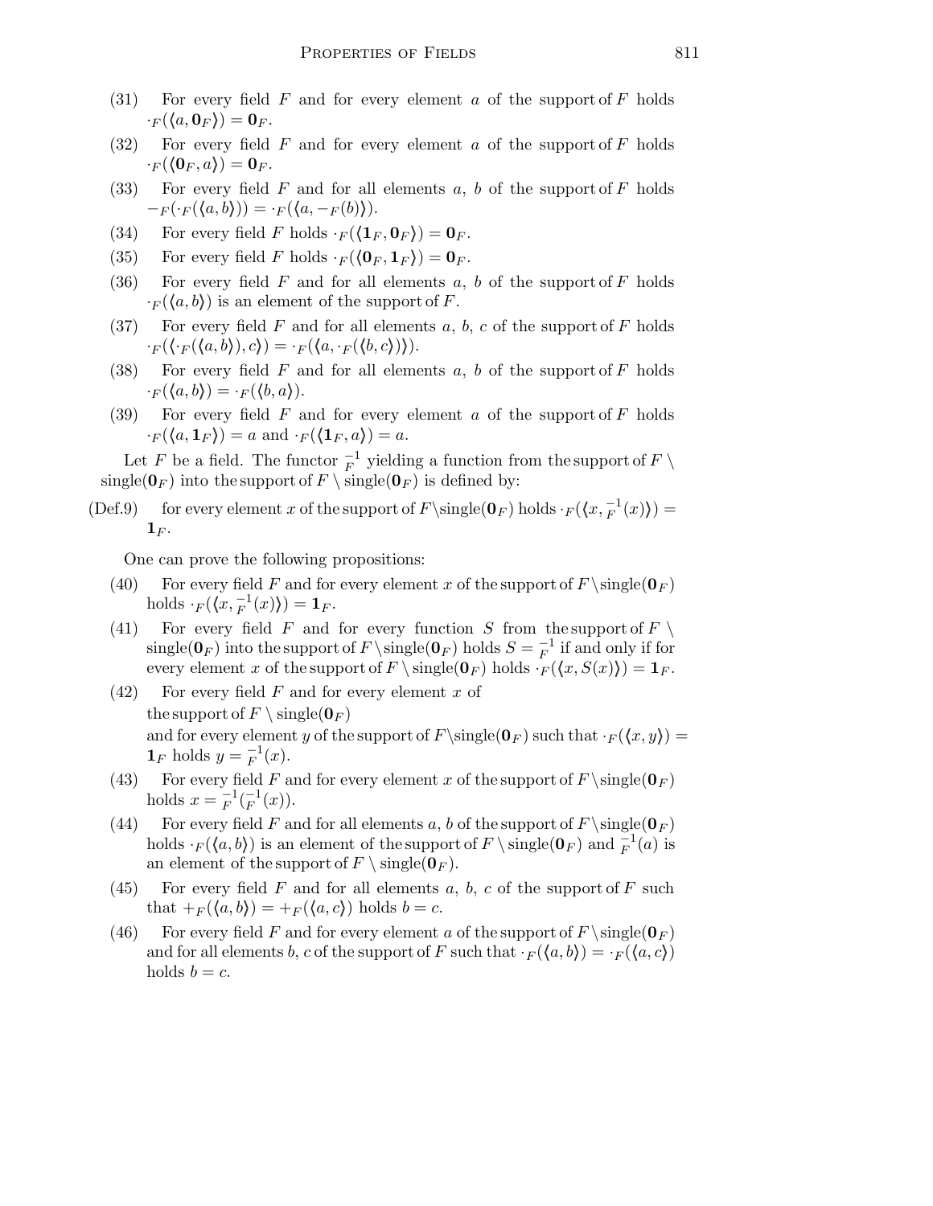(31) For every field $F$ and for every element $a$ of the support of $F$ holds $\cdot_F(\langle a, \mathbf{0}_F \rangle) = \mathbf{0}_F$.

(32) For every field $F$ and for every element $a$ of the support of $F$ holds $\cdot_F(\langle \mathbf{0}_F, a \rangle) = \mathbf{0}_F$.

(33) For every field $F$ and for all elements $a$, $b$ of the support of $F$ holds $-_F(\cdot_F(\langle a, b \rangle)) = \cdot_F(\langle a, -_F(b) \rangle)$.

(34) For every field $F$ holds $\cdot_F(\langle \mathbf{1}_F, \mathbf{0}_F \rangle) = \mathbf{0}_F$.

(35) For every field $F$ holds $\cdot_F(\langle \mathbf{0}_F, \mathbf{1}_F \rangle) = \mathbf{0}_F$.

(36) For every field $F$ and for all elements $a$, $b$ of the support of $F$ holds $\cdot_F(\langle a, b \rangle)$ is an element of the support of $F$.

(37) For every field $F$ and for all elements $a$, $b$, $c$ of the support of $F$ holds $\cdot_F(\langle \cdot_F(\langle a, b \rangle), c \rangle) = \cdot_F(\langle a, \cdot_F(\langle b, c \rangle) \rangle)$.

(38) For every field $F$ and for all elements $a$, $b$ of the support of $F$ holds $\cdot_F(\langle a, b \rangle) = \cdot_F(\langle b, a \rangle)$.

(39) For every field $F$ and for every element $a$ of the support of $F$ holds $\cdot_F(\langle a, \mathbf{1}_F \rangle) = a$ and $\cdot_F(\langle \mathbf{1}_F, a \rangle) = a$.

Let $F$ be a field. The functor $\overset{-1}{F}$ yielding a function from the support of $F \setminus \text{single}(\mathbf{0}_F)$ into the support of $F \setminus \text{single}(\mathbf{0}_F)$ is defined by:

(Def.9) for every element $x$ of the support of $F \setminus \text{single}(\mathbf{0}_F)$ holds $\cdot_F(\langle x, \overset{-1}{F}(x) \rangle) = \mathbf{1}_F$.

One can prove the following propositions:

(40) For every field $F$ and for every element $x$ of the support of $F \setminus \text{single}(\mathbf{0}_F)$ holds $\cdot_F(\langle x, \overset{-1}{F}(x) \rangle) = \mathbf{1}_F$.

(41) For every field $F$ and for every function $S$ from the support of $F \setminus \text{single}(\mathbf{0}_F)$ into the support of $F \setminus \text{single}(\mathbf{0}_F)$ holds $S = \overset{-1}{F}$ if and only if for every element $x$ of the support of $F \setminus \text{single}(\mathbf{0}_F)$ holds $\cdot_F(\langle x, S(x) \rangle) = \mathbf{1}_F$.

(42) For every field $F$ and for every element $x$ of the support of $F \setminus \text{single}(\mathbf{0}_F)$ and for every element $y$ of the support of $F \setminus \text{single}(\mathbf{0}_F)$ such that $\cdot_F(\langle x, y \rangle) = \mathbf{1}_F$ holds $y = \overset{-1}{F}(x)$.

(43) For every field $F$ and for every element $x$ of the support of $F \setminus \text{single}(\mathbf{0}_F)$ holds $x = \overset{-1}{F}(\overset{-1}{F}(x))$.

(44) For every field $F$ and for all elements $a$, $b$ of the support of $F \setminus \text{single}(\mathbf{0}_F)$ holds $\cdot_F(\langle a, b \rangle)$ is an element of the support of $F \setminus \text{single}(\mathbf{0}_F)$ and $\overset{-1}{F}(a)$ is an element of the support of $F \setminus \text{single}(\mathbf{0}_F)$.

(45) For every field $F$ and for all elements $a$, $b$, $c$ of the support of $F$ such that $+_F(\langle a, b \rangle) = +_F(\langle a, c \rangle)$ holds $b = c$.

(46) For every field $F$ and for every element $a$ of the support of $F \setminus \text{single}(\mathbf{0}_F)$ and for all elements $b$, $c$ of the support of $F$ such that $\cdot_F(\langle a, b \rangle) = \cdot_F(\langle a, c \rangle)$ holds $b = c$.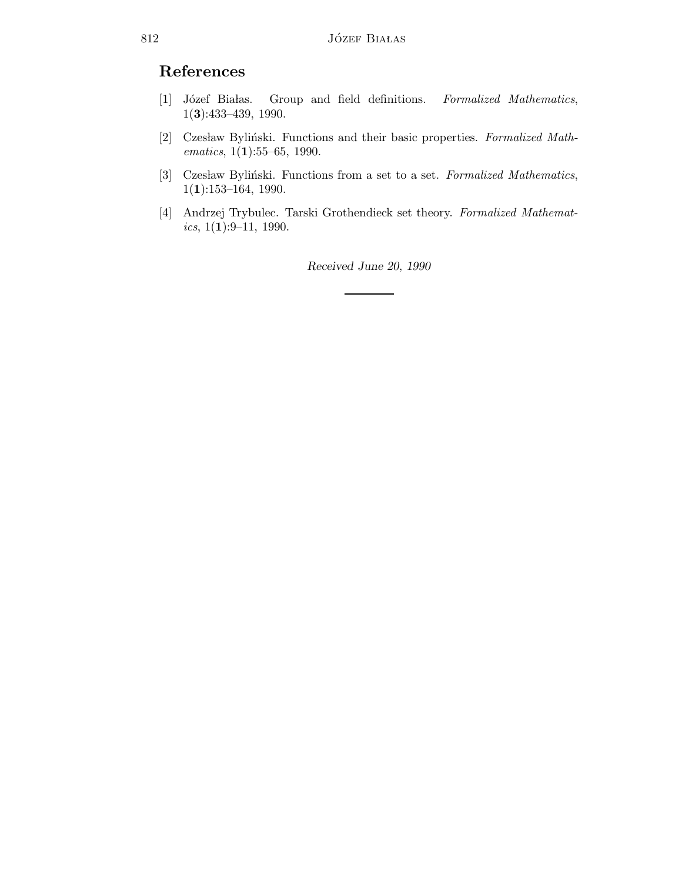## References

[1] Józef Białas. Group and field definitions. *Formalized Mathematics*, 1(**3**):433–439, 1990.

[2] Czesław Byliński. Functions and their basic properties. *Formalized Mathematics*, 1(**1**):55–65, 1990.

[3] Czesław Byliński. Functions from a set to a set. *Formalized Mathematics*, 1(**1**):153–164, 1990.

[4] Andrzej Trybulec. Tarski Grothendieck set theory. *Formalized Mathematics*, 1(**1**):9–11, 1990.

*Received June 20, 1990*